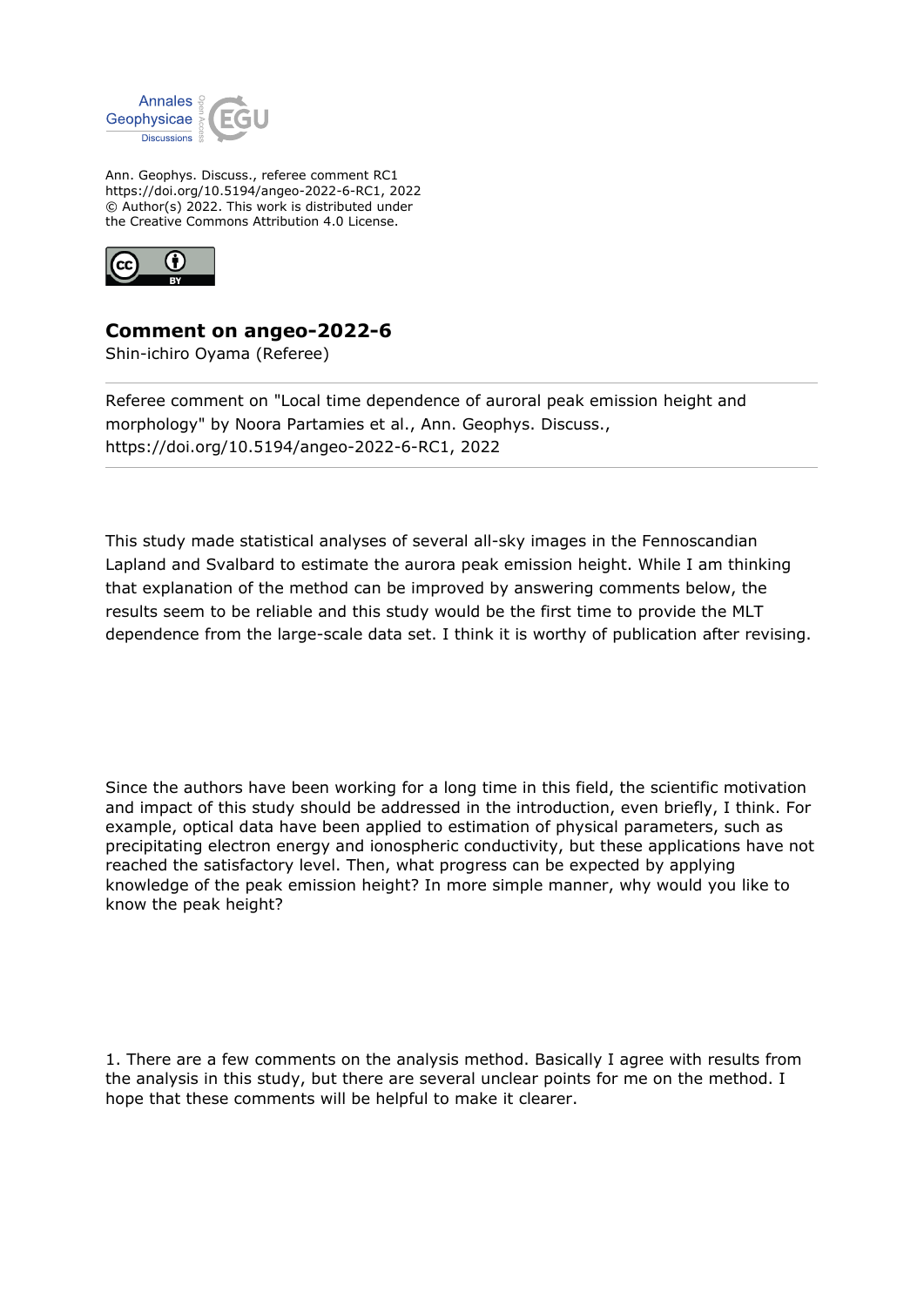Ann. Geophys. Discuss., referee comment RC1
https://doi.org/10.5194/angeo-2022-6-RC1, 2022
© Author(s) 2022. This work is distributed under
the Creative Commons Attribution 4.0 License.

## Comment on angeo-2022-6

Shin-ichiro Oyama (Referee)

Referee comment on "Local time dependence of auroral peak emission height and morphology" by Noora Partamies et al., Ann. Geophys. Discuss., https://doi.org/10.5194/angeo-2022-6-RC1, 2022

This study made statistical analyses of several all-sky images in the Fennoscandian Lapland and Svalbard to estimate the aurora peak emission height. While I am thinking that explanation of the method can be improved by answering comments below, the results seem to be reliable and this study would be the first time to provide the MLT dependence from the large-scale data set. I think it is worthy of publication after revising.

Since the authors have been working for a long time in this field, the scientific motivation and impact of this study should be addressed in the introduction, even briefly, I think. For example, optical data have been applied to estimation of physical parameters, such as precipitating electron energy and ionospheric conductivity, but these applications have not reached the satisfactory level. Then, what progress can be expected by applying knowledge of the peak emission height? In more simple manner, why would you like to know the peak height?

1. There are a few comments on the analysis method. Basically I agree with results from the analysis in this study, but there are several unclear points for me on the method. I hope that these comments will be helpful to make it clearer.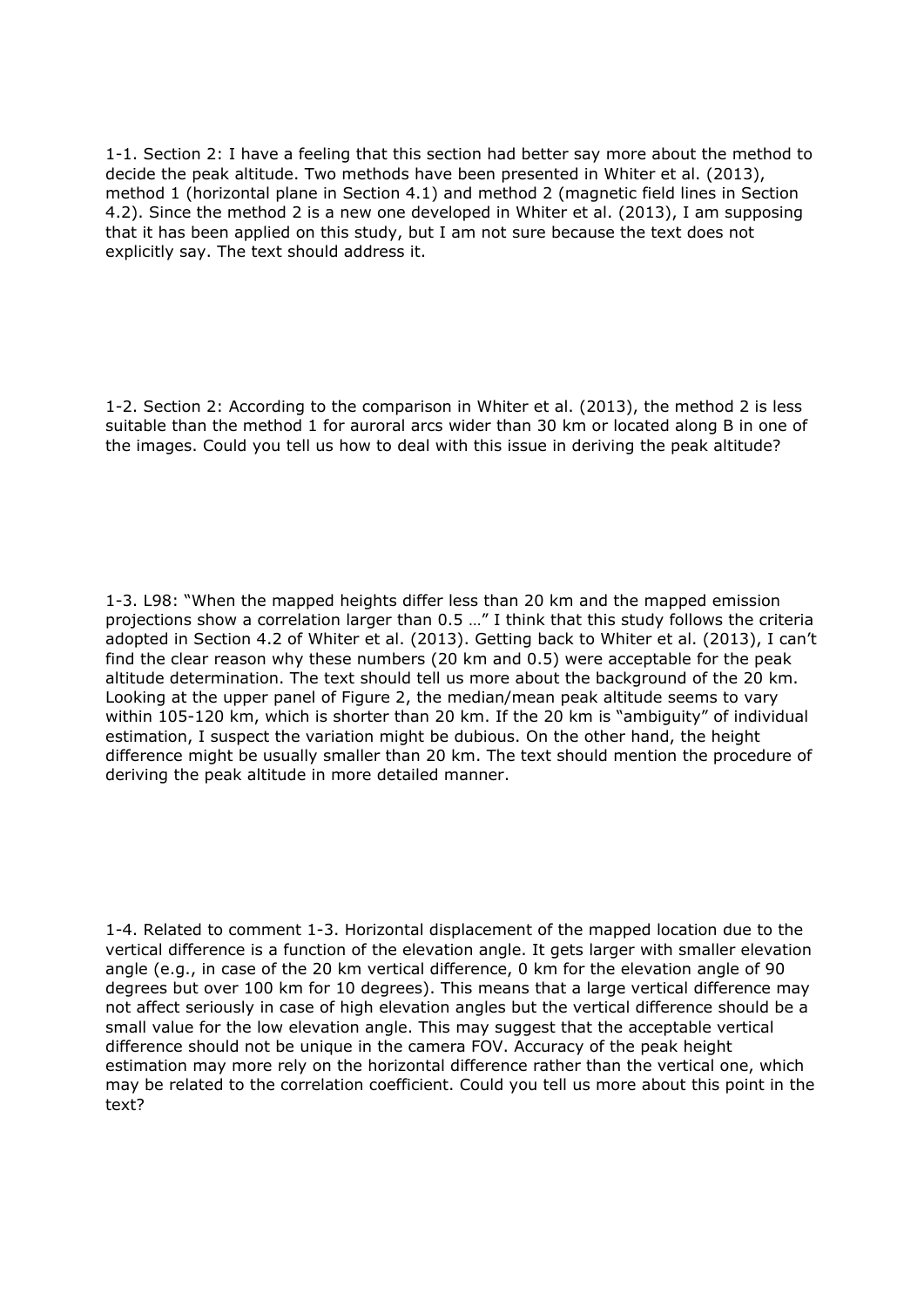1-1. Section 2: I have a feeling that this section had better say more about the method to decide the peak altitude. Two methods have been presented in Whiter et al. (2013), method 1 (horizontal plane in Section 4.1) and method 2 (magnetic field lines in Section 4.2). Since the method 2 is a new one developed in Whiter et al. (2013), I am supposing that it has been applied on this study, but I am not sure because the text does not explicitly say. The text should address it.

1-2. Section 2: According to the comparison in Whiter et al. (2013), the method 2 is less suitable than the method 1 for auroral arcs wider than 30 km or located along B in one of the images. Could you tell us how to deal with this issue in deriving the peak altitude?

1-3. L98: "When the mapped heights differ less than 20 km and the mapped emission projections show a correlation larger than 0.5 …" I think that this study follows the criteria adopted in Section 4.2 of Whiter et al. (2013). Getting back to Whiter et al. (2013), I can't find the clear reason why these numbers (20 km and 0.5) were acceptable for the peak altitude determination. The text should tell us more about the background of the 20 km. Looking at the upper panel of Figure 2, the median/mean peak altitude seems to vary within 105-120 km, which is shorter than 20 km. If the 20 km is "ambiguity" of individual estimation, I suspect the variation might be dubious. On the other hand, the height difference might be usually smaller than 20 km. The text should mention the procedure of deriving the peak altitude in more detailed manner.

1-4. Related to comment 1-3. Horizontal displacement of the mapped location due to the vertical difference is a function of the elevation angle. It gets larger with smaller elevation angle (e.g., in case of the 20 km vertical difference, 0 km for the elevation angle of 90 degrees but over 100 km for 10 degrees). This means that a large vertical difference may not affect seriously in case of high elevation angles but the vertical difference should be a small value for the low elevation angle. This may suggest that the acceptable vertical difference should not be unique in the camera FOV. Accuracy of the peak height estimation may more rely on the horizontal difference rather than the vertical one, which may be related to the correlation coefficient. Could you tell us more about this point in the text?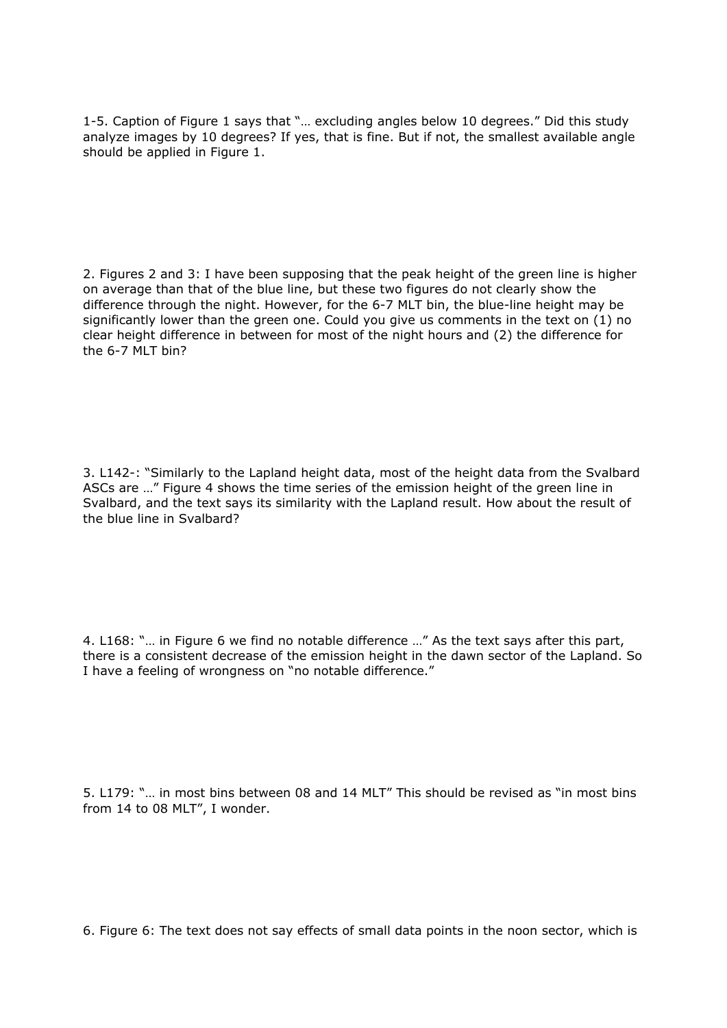1-5. Caption of Figure 1 says that "… excluding angles below 10 degrees." Did this study analyze images by 10 degrees? If yes, that is fine. But if not, the smallest available angle should be applied in Figure 1.

2. Figures 2 and 3: I have been supposing that the peak height of the green line is higher on average than that of the blue line, but these two figures do not clearly show the difference through the night. However, for the 6-7 MLT bin, the blue-line height may be significantly lower than the green one. Could you give us comments in the text on (1) no clear height difference in between for most of the night hours and (2) the difference for the 6-7 MLT bin?

3. L142-: "Similarly to the Lapland height data, most of the height data from the Svalbard ASCs are …" Figure 4 shows the time series of the emission height of the green line in Svalbard, and the text says its similarity with the Lapland result. How about the result of the blue line in Svalbard?

4. L168: "… in Figure 6 we find no notable difference …" As the text says after this part, there is a consistent decrease of the emission height in the dawn sector of the Lapland. So I have a feeling of wrongness on "no notable difference."

5. L179: "… in most bins between 08 and 14 MLT" This should be revised as "in most bins from 14 to 08 MLT", I wonder.

6. Figure 6: The text does not say effects of small data points in the noon sector, which is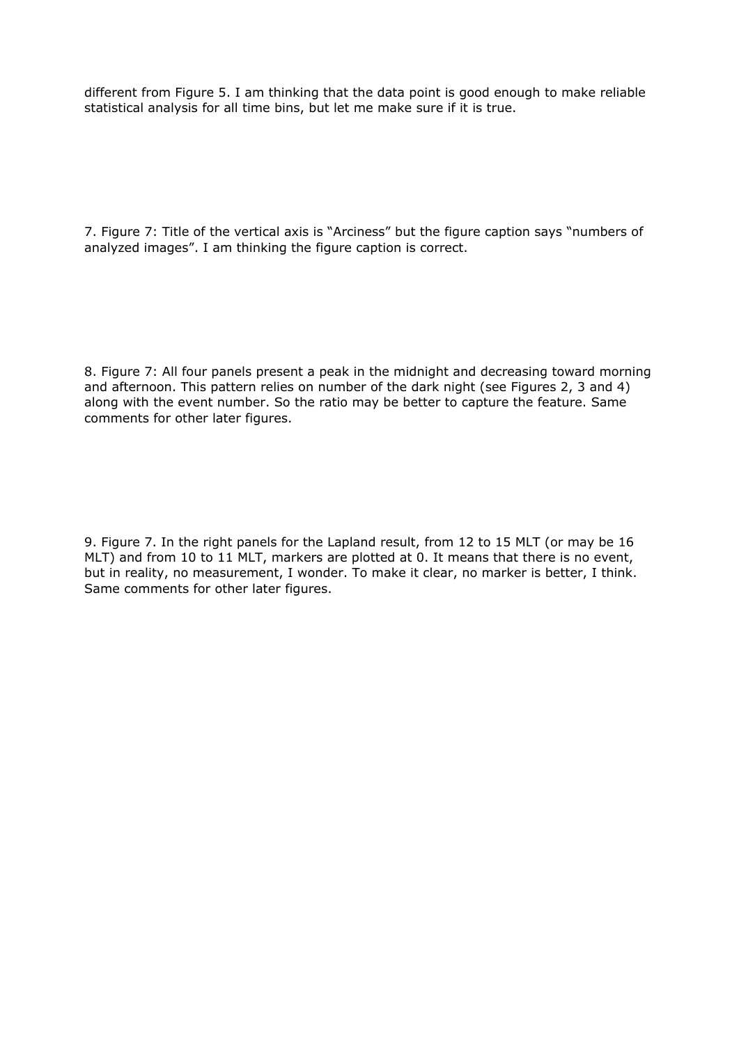different from Figure 5. I am thinking that the data point is good enough to make reliable statistical analysis for all time bins, but let me make sure if it is true.

7. Figure 7: Title of the vertical axis is "Arciness" but the figure caption says "numbers of analyzed images". I am thinking the figure caption is correct.

8. Figure 7: All four panels present a peak in the midnight and decreasing toward morning and afternoon. This pattern relies on number of the dark night (see Figures 2, 3 and 4) along with the event number. So the ratio may be better to capture the feature. Same comments for other later figures.

9. Figure 7. In the right panels for the Lapland result, from 12 to 15 MLT (or may be 16 MLT) and from 10 to 11 MLT, markers are plotted at 0. It means that there is no event, but in reality, no measurement, I wonder. To make it clear, no marker is better, I think. Same comments for other later figures.